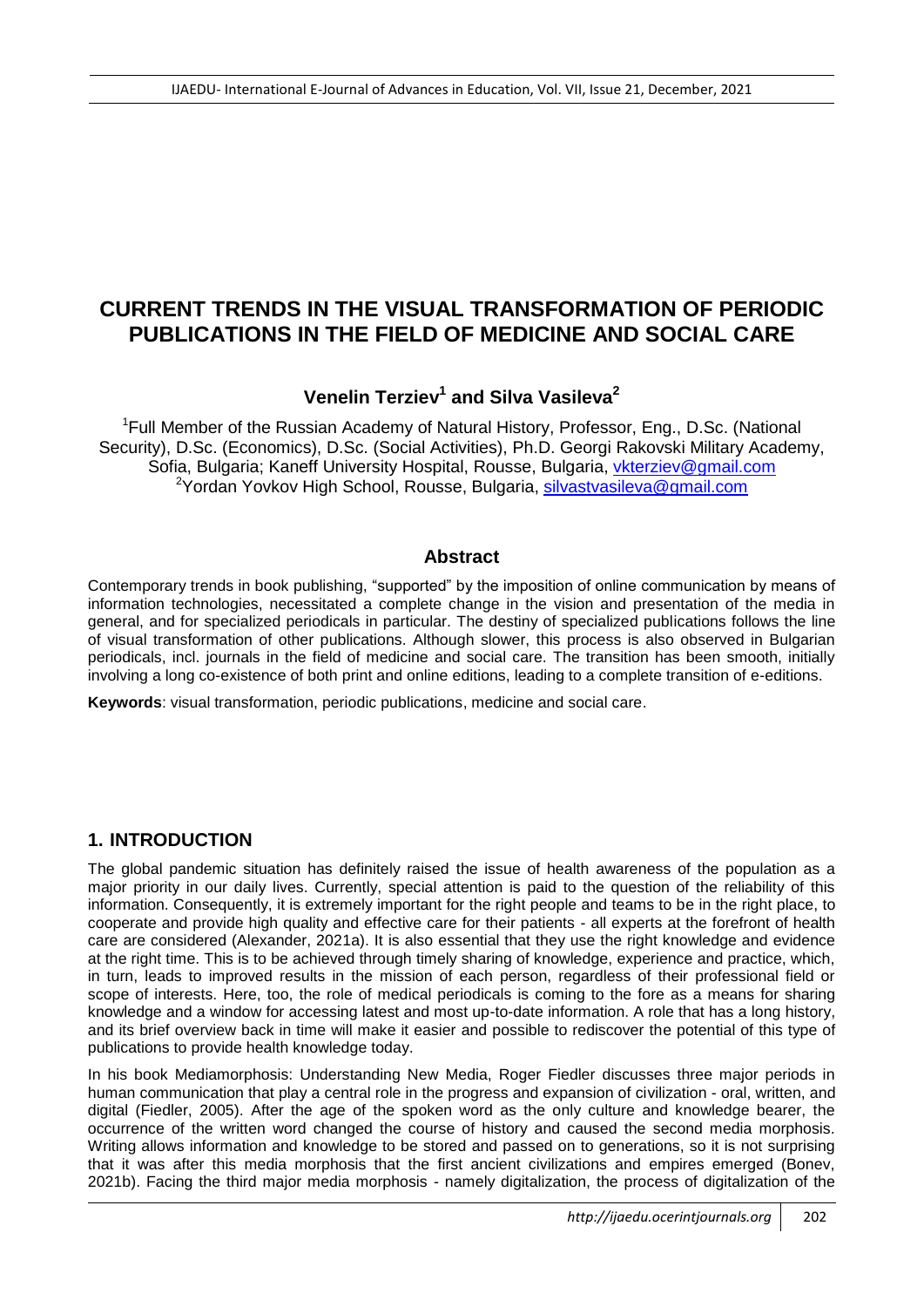# CURRENT TRENDS IN THE VISUAL TRANSFORMATION OF PERIODIC PUBLICATIONS IN THE FIELD OF MEDICINE AND SOCIAL CARE

### Venelin Terziev[1] and Silva Vasileva[2]

[1]Full Member of the Russian Academy of Natural History, Professor, Eng., D.Sc. (National Security), D.Sc. (Economics), D.Sc. (Social Activities), Ph.D. Georgi Rakovski Military Academy, Sofia, Bulgaria; Kaneff University Hospital, Rousse, Bulgaria, vkterziev@gmail.com
[2]Yordan Yovkov High School, Rousse, Bulgaria, silvastvasileva@gmail.com

### Abstract

Contemporary trends in book publishing, "supported" by the imposition of online communication by means of information technologies, necessitated a complete change in the vision and presentation of the media in general, and for specialized periodicals in particular. The destiny of specialized publications follows the line of visual transformation of other publications. Although slower, this process is also observed in Bulgarian periodicals, incl. journals in the field of medicine and social care. The transition has been smooth, initially involving a long co-existence of both print and online editions, leading to a complete transition of e-editions.

**Keywords**: visual transformation, periodic publications, medicine and social care.

## 1. INTRODUCTION

The global pandemic situation has definitely raised the issue of health awareness of the population as a major priority in our daily lives. Currently, special attention is paid to the question of the reliability of this information. Consequently, it is extremely important for the right people and teams to be in the right place, to cooperate and provide high quality and effective care for their patients - all experts at the forefront of health care are considered (Alexander, 2021a). It is also essential that they use the right knowledge and evidence at the right time. This is to be achieved through timely sharing of knowledge, experience and practice, which, in turn, leads to improved results in the mission of each person, regardless of their professional field or scope of interests. Here, too, the role of medical periodicals is coming to the fore as a means for sharing knowledge and a window for accessing latest and most up-to-date information. A role that has a long history, and its brief overview back in time will make it easier and possible to rediscover the potential of this type of publications to provide health knowledge today.

In his book Mediamorphosis: Understanding New Media, Roger Fiedler discusses three major periods in human communication that play a central role in the progress and expansion of civilization - oral, written, and digital (Fiedler, 2005). After the age of the spoken word as the only culture and knowledge bearer, the occurrence of the written word changed the course of history and caused the second media morphosis. Writing allows information and knowledge to be stored and passed on to generations, so it is not surprising that it was after this media morphosis that the first ancient civilizations and empires emerged (Bonev, 2021b). Facing the third major media morphosis - namely digitalization, the process of digitalization of the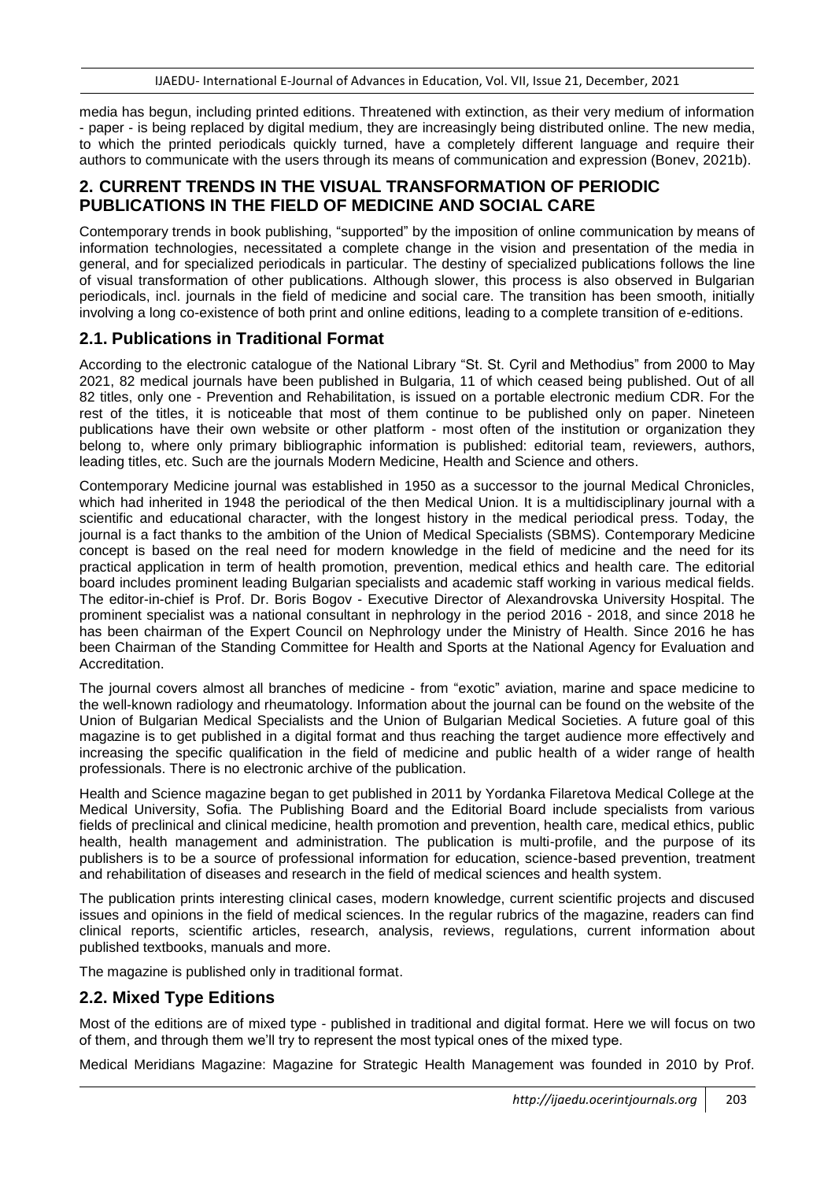media has begun, including printed editions. Threatened with extinction, as their very medium of information - paper - is being replaced by digital medium, they are increasingly being distributed online. The new media, to which the printed periodicals quickly turned, have a completely different language and require their authors to communicate with the users through its means of communication and expression (Bonev, 2021b).

## 2. CURRENT TRENDS IN THE VISUAL TRANSFORMATION OF PERIODIC PUBLICATIONS IN THE FIELD OF MEDICINE AND SOCIAL CARE

Contemporary trends in book publishing, "supported" by the imposition of online communication by means of information technologies, necessitated a complete change in the vision and presentation of the media in general, and for specialized periodicals in particular. The destiny of specialized publications follows the line of visual transformation of other publications. Although slower, this process is also observed in Bulgarian periodicals, incl. journals in the field of medicine and social care. The transition has been smooth, initially involving a long co-existence of both print and online editions, leading to a complete transition of e-editions.

### 2.1. Publications in Traditional Format

According to the electronic catalogue of the National Library "St. St. Cyril and Methodius" from 2000 to May 2021, 82 medical journals have been published in Bulgaria, 11 of which ceased being published. Out of all 82 titles, only one - Prevention and Rehabilitation, is issued on a portable electronic medium CDR. For the rest of the titles, it is noticeable that most of them continue to be published only on paper. Nineteen publications have their own website or other platform - most often of the institution or organization they belong to, where only primary bibliographic information is published: editorial team, reviewers, authors, leading titles, etc. Such are the journals Modern Medicine, Health and Science and others.

Contemporary Medicine journal was established in 1950 as a successor to the journal Medical Chronicles, which had inherited in 1948 the periodical of the then Medical Union. It is a multidisciplinary journal with a scientific and educational character, with the longest history in the medical periodical press. Today, the journal is a fact thanks to the ambition of the Union of Medical Specialists (SBMS). Contemporary Medicine concept is based on the real need for modern knowledge in the field of medicine and the need for its practical application in term of health promotion, prevention, medical ethics and health care. The editorial board includes prominent leading Bulgarian specialists and academic staff working in various medical fields. The editor-in-chief is Prof. Dr. Boris Bogov - Executive Director of Alexandrovska University Hospital. The prominent specialist was a national consultant in nephrology in the period 2016 - 2018, and since 2018 he has been chairman of the Expert Council on Nephrology under the Ministry of Health. Since 2016 he has been Chairman of the Standing Committee for Health and Sports at the National Agency for Evaluation and Accreditation.

The journal covers almost all branches of medicine - from "exotic" aviation, marine and space medicine to the well-known radiology and rheumatology. Information about the journal can be found on the website of the Union of Bulgarian Medical Specialists and the Union of Bulgarian Medical Societies. A future goal of this magazine is to get published in a digital format and thus reaching the target audience more effectively and increasing the specific qualification in the field of medicine and public health of a wider range of health professionals. There is no electronic archive of the publication.

Health and Science magazine began to get published in 2011 by Yordanka Filaretova Medical College at the Medical University, Sofia. The Publishing Board and the Editorial Board include specialists from various fields of preclinical and clinical medicine, health promotion and prevention, health care, medical ethics, public health, health management and administration. The publication is multi-profile, and the purpose of its publishers is to be a source of professional information for education, science-based prevention, treatment and rehabilitation of diseases and research in the field of medical sciences and health system.

The publication prints interesting clinical cases, modern knowledge, current scientific projects and discused issues and opinions in the field of medical sciences. In the regular rubrics of the magazine, readers can find clinical reports, scientific articles, research, analysis, reviews, regulations, current information about published textbooks, manuals and more.

The magazine is published only in traditional format.

### 2.2. Mixed Type Editions

Most of the editions are of mixed type - published in traditional and digital format. Here we will focus on two of them, and through them we'll try to represent the most typical ones of the mixed type.

Medical Meridians Magazine: Magazine for Strategic Health Management was founded in 2010 by Prof.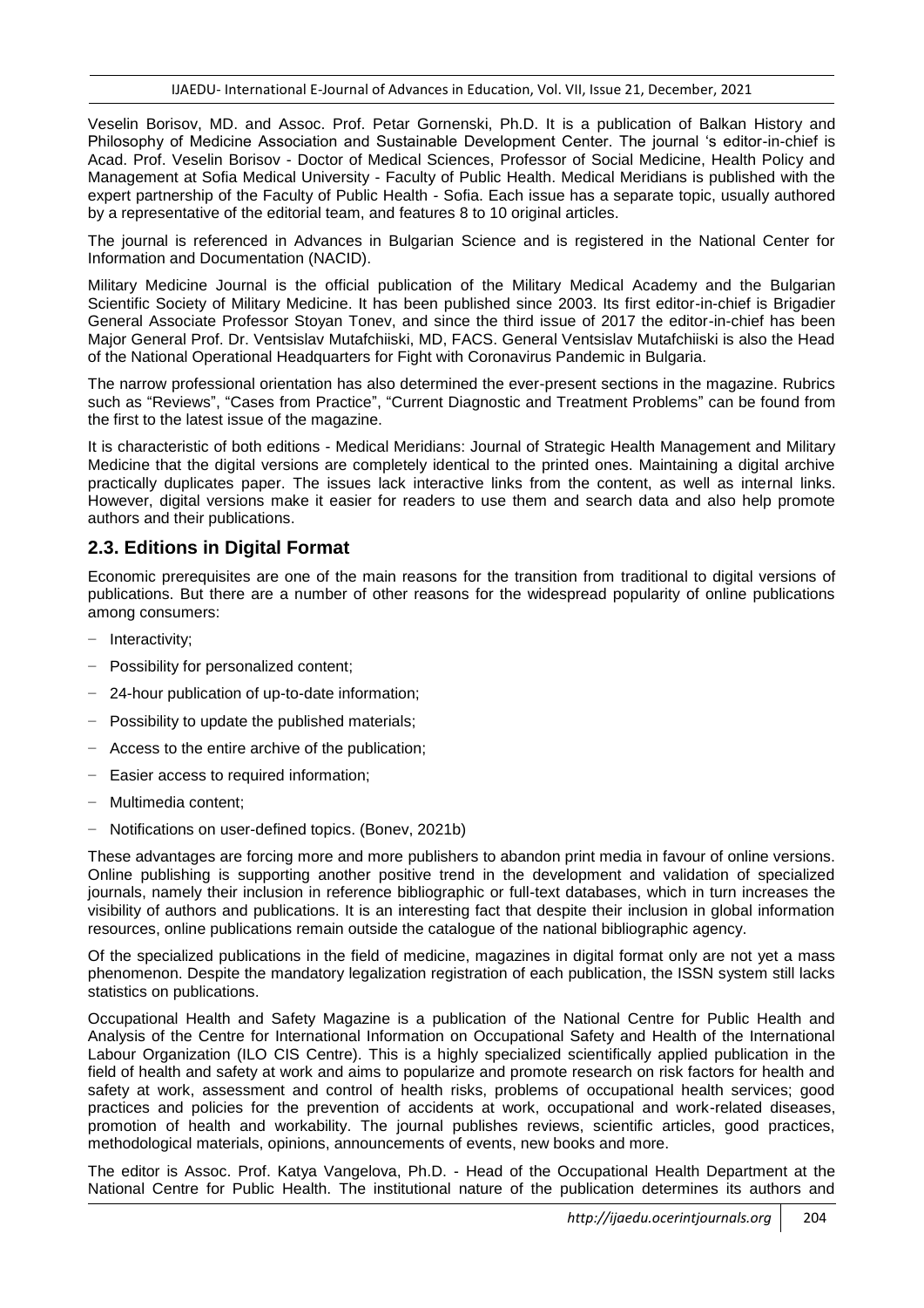Veselin Borisov, MD. and Assoc. Prof. Petar Gornenski, Ph.D. It is a publication of Balkan History and Philosophy of Medicine Association and Sustainable Development Center. The journal 's editor-in-chief is Acad. Prof. Veselin Borisov - Doctor of Medical Sciences, Professor of Social Medicine, Health Policy and Management at Sofia Medical University - Faculty of Public Health. Medical Meridians is published with the expert partnership of the Faculty of Public Health - Sofia. Each issue has a separate topic, usually authored by a representative of the editorial team, and features 8 to 10 original articles.

The journal is referenced in Advances in Bulgarian Science and is registered in the National Center for Information and Documentation (NACID).

Military Medicine Journal is the official publication of the Military Medical Academy and the Bulgarian Scientific Society of Military Medicine. It has been published since 2003. Its first editor-in-chief is Brigadier General Associate Professor Stoyan Tonev, and since the third issue of 2017 the editor-in-chief has been Major General Prof. Dr. Ventsislav Mutafchiiski, MD, FACS. General Ventsislav Mutafchiiski is also the Head of the National Operational Headquarters for Fight with Coronavirus Pandemic in Bulgaria.

The narrow professional orientation has also determined the ever-present sections in the magazine. Rubrics such as "Reviews", "Cases from Practice", "Current Diagnostic and Treatment Problems" can be found from the first to the latest issue of the magazine.

It is characteristic of both editions - Medical Meridians: Journal of Strategic Health Management and Military Medicine that the digital versions are completely identical to the printed ones. Maintaining a digital archive practically duplicates paper. The issues lack interactive links from the content, as well as internal links. However, digital versions make it easier for readers to use them and search data and also help promote authors and their publications.

## 2.3. Editions in Digital Format

Economic prerequisites are one of the main reasons for the transition from traditional to digital versions of publications. But there are a number of other reasons for the widespread popularity of online publications among consumers:

- Interactivity;
- Possibility for personalized content;
- 24-hour publication of up-to-date information;
- Possibility to update the published materials;
- Access to the entire archive of the publication;
- Easier access to required information;
- Multimedia content;
- Notifications on user-defined topics. (Bonev, 2021b)

These advantages are forcing more and more publishers to abandon print media in favour of online versions. Online publishing is supporting another positive trend in the development and validation of specialized journals, namely their inclusion in reference bibliographic or full-text databases, which in turn increases the visibility of authors and publications. It is an interesting fact that despite their inclusion in global information resources, online publications remain outside the catalogue of the national bibliographic agency.

Of the specialized publications in the field of medicine, magazines in digital format only are not yet a mass phenomenon. Despite the mandatory legalization registration of each publication, the ISSN system still lacks statistics on publications.

Occupational Health and Safety Magazine is a publication of the National Centre for Public Health and Analysis of the Centre for International Information on Occupational Safety and Health of the International Labour Organization (ILO CIS Centre). This is a highly specialized scientifically applied publication in the field of health and safety at work and aims to popularize and promote research on risk factors for health and safety at work, assessment and control of health risks, problems of occupational health services; good practices and policies for the prevention of accidents at work, occupational and work-related diseases, promotion of health and workability. The journal publishes reviews, scientific articles, good practices, methodological materials, opinions, announcements of events, new books and more.

The editor is Assoc. Prof. Katya Vangelova, Ph.D. - Head of the Occupational Health Department at the National Centre for Public Health. The institutional nature of the publication determines its authors and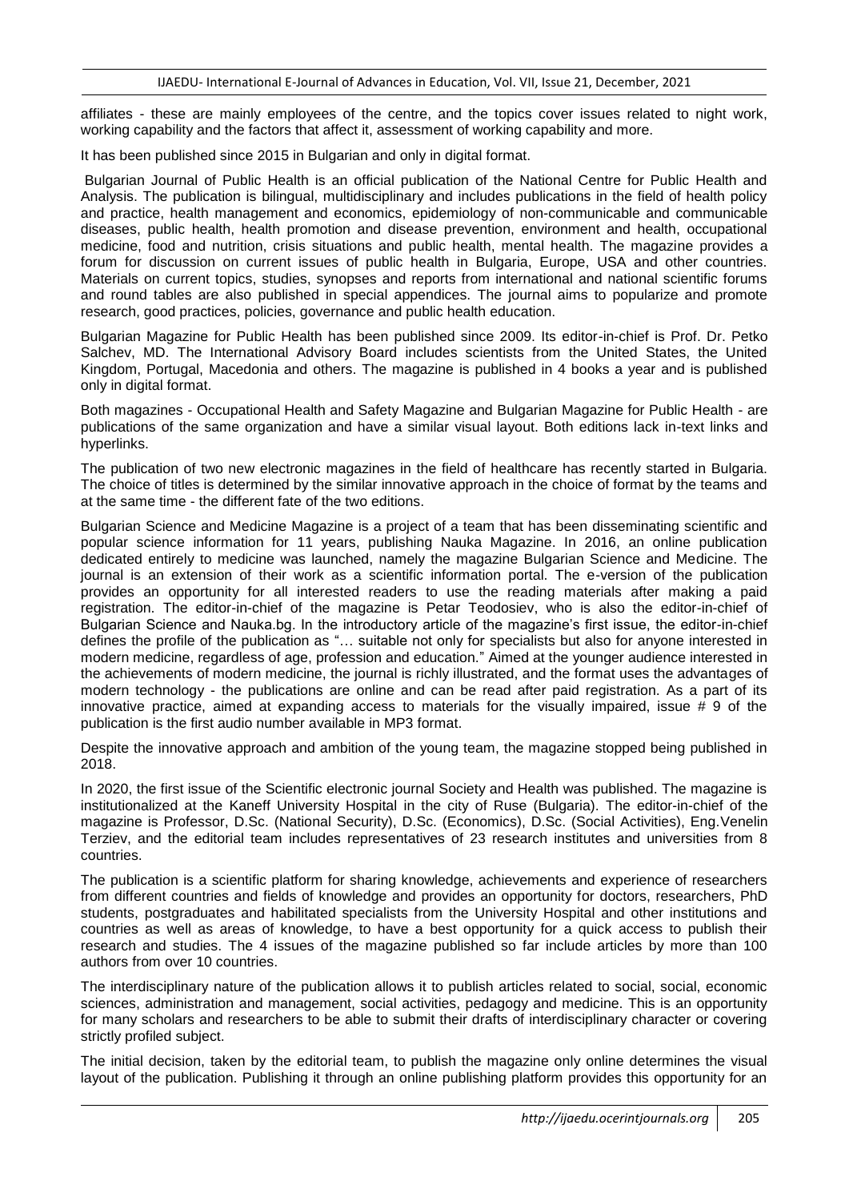affiliates - these are mainly employees of the centre, and the topics cover issues related to night work, working capability and the factors that affect it, assessment of working capability and more.

It has been published since 2015 in Bulgarian and only in digital format.

Bulgarian Journal of Public Health is an official publication of the National Centre for Public Health and Analysis. The publication is bilingual, multidisciplinary and includes publications in the field of health policy and practice, health management and economics, epidemiology of non-communicable and communicable diseases, public health, health promotion and disease prevention, environment and health, occupational medicine, food and nutrition, crisis situations and public health, mental health. The magazine provides a forum for discussion on current issues of public health in Bulgaria, Europe, USA and other countries. Materials on current topics, studies, synopses and reports from international and national scientific forums and round tables are also published in special appendices. The journal aims to popularize and promote research, good practices, policies, governance and public health education.

Bulgarian Magazine for Public Health has been published since 2009. Its editor-in-chief is Prof. Dr. Petko Salchev, MD. The International Advisory Board includes scientists from the United States, the United Kingdom, Portugal, Macedonia and others. The magazine is published in 4 books a year and is published only in digital format.

Both magazines - Occupational Health and Safety Magazine and Bulgarian Magazine for Public Health - are publications of the same organization and have a similar visual layout. Both editions lack in-text links and hyperlinks.

The publication of two new electronic magazines in the field of healthcare has recently started in Bulgaria. The choice of titles is determined by the similar innovative approach in the choice of format by the teams and at the same time - the different fate of the two editions.

Bulgarian Science and Medicine Magazine is a project of a team that has been disseminating scientific and popular science information for 11 years, publishing Nauka Magazine. In 2016, an online publication dedicated entirely to medicine was launched, namely the magazine Bulgarian Science and Medicine. The journal is an extension of their work as a scientific information portal. The e-version of the publication provides an opportunity for all interested readers to use the reading materials after making a paid registration. The editor-in-chief of the magazine is Petar Teodosiev, who is also the editor-in-chief of Bulgarian Science and Nauka.bg. In the introductory article of the magazine's first issue, the editor-in-chief defines the profile of the publication as "… suitable not only for specialists but also for anyone interested in modern medicine, regardless of age, profession and education." Aimed at the younger audience interested in the achievements of modern medicine, the journal is richly illustrated, and the format uses the advantages of modern technology - the publications are online and can be read after paid registration. As a part of its innovative practice, aimed at expanding access to materials for the visually impaired, issue # 9 of the publication is the first audio number available in MP3 format.

Despite the innovative approach and ambition of the young team, the magazine stopped being published in 2018.

In 2020, the first issue of the Scientific electronic journal Society and Health was published. The magazine is institutionalized at the Kaneff University Hospital in the city of Ruse (Bulgaria). The editor-in-chief of the magazine is Professor, D.Sc. (National Security), D.Sc. (Economics), D.Sc. (Social Activities), Eng.Venelin Terziev, and the editorial team includes representatives of 23 research institutes and universities from 8 countries.

The publication is a scientific platform for sharing knowledge, achievements and experience of researchers from different countries and fields of knowledge and provides an opportunity for doctors, researchers, PhD students, postgraduates and habilitated specialists from the University Hospital and other institutions and countries as well as areas of knowledge, to have a best opportunity for a quick access to publish their research and studies. The 4 issues of the magazine published so far include articles by more than 100 authors from over 10 countries.

The interdisciplinary nature of the publication allows it to publish articles related to social, social, economic sciences, administration and management, social activities, pedagogy and medicine. This is an opportunity for many scholars and researchers to be able to submit their drafts of interdisciplinary character or covering strictly profiled subject.

The initial decision, taken by the editorial team, to publish the magazine only online determines the visual layout of the publication. Publishing it through an online publishing platform provides this opportunity for an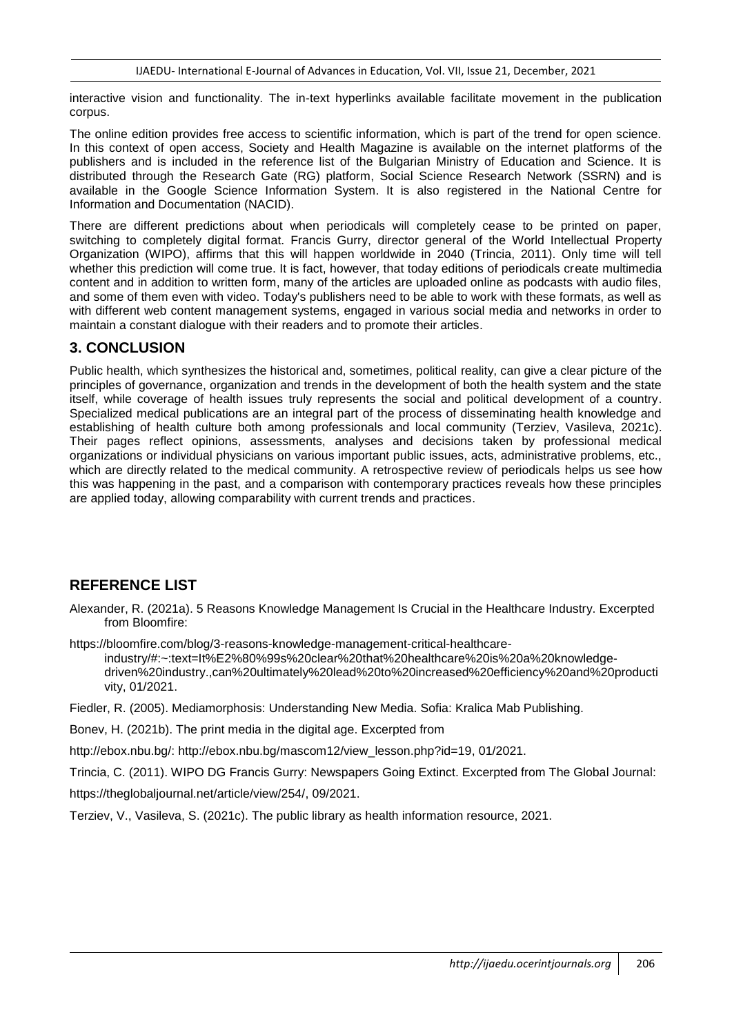interactive vision and functionality. The in-text hyperlinks available facilitate movement in the publication corpus.

The online edition provides free access to scientific information, which is part of the trend for open science. In this context of open access, Society and Health Magazine is available on the internet platforms of the publishers and is included in the reference list of the Bulgarian Ministry of Education and Science. It is distributed through the Research Gate (RG) platform, Social Science Research Network (SSRN) and is available in the Google Science Information System. It is also registered in the National Centre for Information and Documentation (NACID).

There are different predictions about when periodicals will completely cease to be printed on paper, switching to completely digital format. Francis Gurry, director general of the World Intellectual Property Organization (WIPO), affirms that this will happen worldwide in 2040 (Trincia, 2011). Only time will tell whether this prediction will come true. It is fact, however, that today editions of periodicals create multimedia content and in addition to written form, many of the articles are uploaded online as podcasts with audio files, and some of them even with video. Today's publishers need to be able to work with these formats, as well as with different web content management systems, engaged in various social media and networks in order to maintain a constant dialogue with their readers and to promote their articles.

## 3. CONCLUSION

Public health, which synthesizes the historical and, sometimes, political reality, can give a clear picture of the principles of governance, organization and trends in the development of both the health system and the state itself, while coverage of health issues truly represents the social and political development of a country. Specialized medical publications are an integral part of the process of disseminating health knowledge and establishing of health culture both among professionals and local community (Terziev, Vasileva, 2021c). Their pages reflect opinions, assessments, analyses and decisions taken by professional medical organizations or individual physicians on various important public issues, acts, administrative problems, etc., which are directly related to the medical community. A retrospective review of periodicals helps us see how this was happening in the past, and a comparison with contemporary practices reveals how these principles are applied today, allowing comparability with current trends and practices.

## REFERENCE LIST

Alexander, R. (2021a). 5 Reasons Knowledge Management Is Crucial in the Healthcare Industry. Excerpted from Bloomfire:

https://bloomfire.com/blog/3-reasons-knowledge-management-critical-healthcare-industry/#:~:text=It%E2%80%99s%20clear%20that%20healthcare%20is%20a%20knowledge-driven%20industry.,can%20ultimately%20lead%20to%20increased%20efficiency%20and%20productivity, 01/2021.

Fiedler, R. (2005). Mediamorphosis: Understanding New Media. Sofia: Kralica Mab Publishing.

Bonev, H. (2021b). The print media in the digital age. Excerpted from

http://ebox.nbu.bg/: http://ebox.nbu.bg/mascom12/view_lesson.php?id=19, 01/2021.

Trincia, C. (2011). WIPO DG Francis Gurry: Newspapers Going Extinct. Excerpted from The Global Journal:

https://theglobaljournal.net/article/view/254/, 09/2021.

Terziev, V., Vasileva, S. (2021c). The public library as health information resource, 2021.